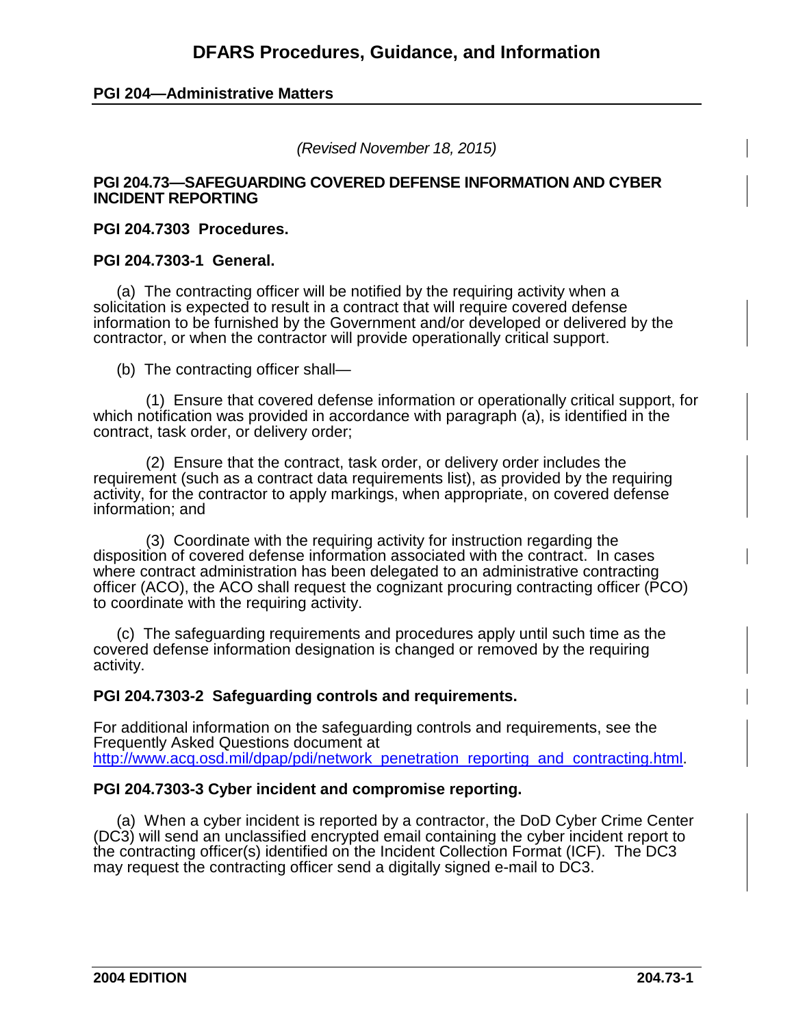# DFARS Procedures, Guidance, and Information

## PGI 204—Administrative Matters

*(Revised November 18, 2015)*

### PGI 204.73—SAFEGUARDING COVERED DEFENSE INFORMATION AND CYBER INCIDENT REPORTING

### PGI 204.7303 Procedures.

### PGI 204.7303-1 General.

(a) The contracting officer will be notified by the requiring activity when a solicitation is expected to result in a contract that will require covered defense information to be furnished by the Government and/or developed or delivered by the contractor, or when the contractor will provide operationally critical support.

(b) The contracting officer shall—

(1) Ensure that covered defense information or operationally critical support, for which notification was provided in accordance with paragraph (a), is identified in the contract, task order, or delivery order;

(2) Ensure that the contract, task order, or delivery order includes the requirement (such as a contract data requirements list), as provided by the requiring activity, for the contractor to apply markings, when appropriate, on covered defense information; and

(3) Coordinate with the requiring activity for instruction regarding the disposition of covered defense information associated with the contract. In cases where contract administration has been delegated to an administrative contracting officer (ACO), the ACO shall request the cognizant procuring contracting officer (PCO) to coordinate with the requiring activity.

(c) The safeguarding requirements and procedures apply until such time as the covered defense information designation is changed or removed by the requiring activity.

### PGI 204.7303-2 Safeguarding controls and requirements.

For additional information on the safeguarding controls and requirements, see the Frequently Asked Questions document at [http://www.acq.osd.mil/dpap/pdi/network_penetration_reporting_and_contracting.html](http://www.acq.osd.mil/dpap/pdi/network_penetration_reporting_and_contracting.html).

### PGI 204.7303-3 Cyber incident and compromise reporting.

(a) When a cyber incident is reported by a contractor, the DoD Cyber Crime Center (DC3) will send an unclassified encrypted email containing the cyber incident report to the contracting officer(s) identified on the Incident Collection Format (ICF). The DC3 may request the contracting officer send a digitally signed e-mail to DC3.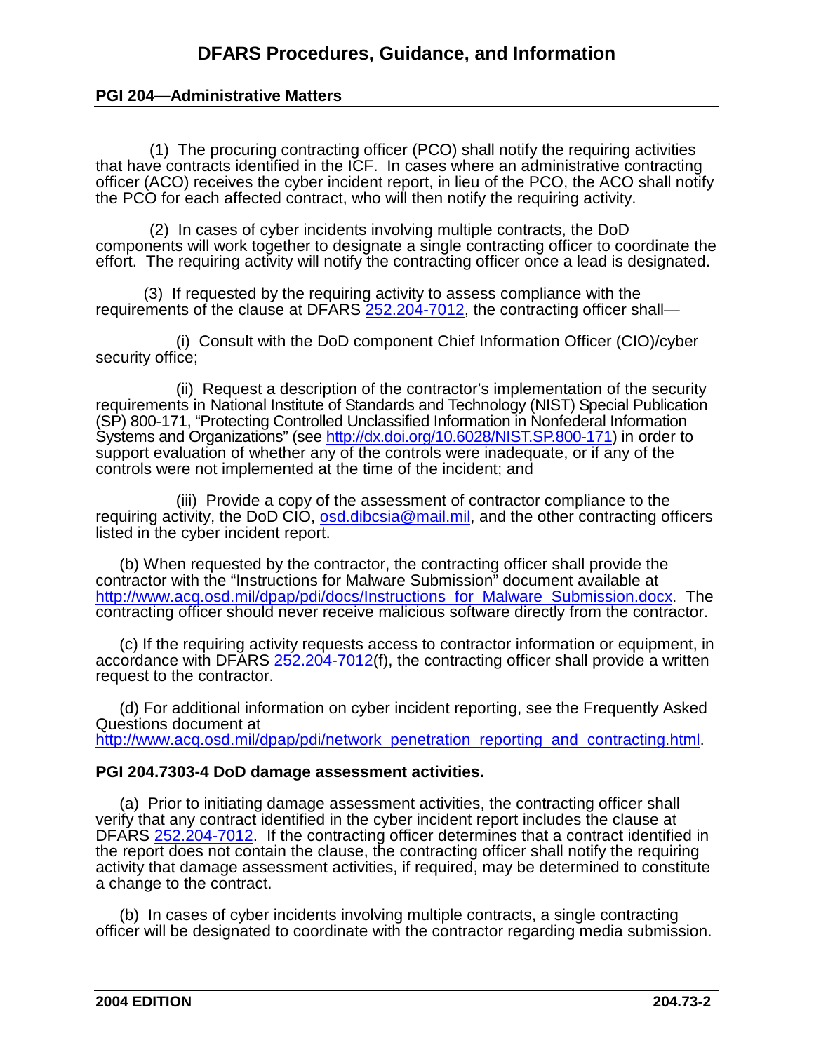(1) The procuring contracting officer (PCO) shall notify the requiring activities that have contracts identified in the ICF. In cases where an administrative contracting officer (ACO) receives the cyber incident report, in lieu of the PCO, the ACO shall notify the PCO for each affected contract, who will then notify the requiring activity.

(2) In cases of cyber incidents involving multiple contracts, the DoD components will work together to designate a single contracting officer to coordinate the effort. The requiring activity will notify the contracting officer once a lead is designated.

(3) If requested by the requiring activity to assess compliance with the requirements of the clause at DFARS [252.204-7012](), the contracting officer shall—

(i) Consult with the DoD component Chief Information Officer (CIO)/cyber security office;

(ii) Request a description of the contractor's implementation of the security requirements in National Institute of Standards and Technology (NIST) Special Publication (SP) 800-171, "Protecting Controlled Unclassified Information in Nonfederal Information Systems and Organizations" (see [http://dx.doi.org/10.6028/NIST.SP.800-171](http://dx.doi.org/10.6028/NIST.SP.800-171)) in order to support evaluation of whether any of the controls were inadequate, or if any of the controls were not implemented at the time of the incident; and

(iii) Provide a copy of the assessment of contractor compliance to the requiring activity, the DoD CIO, [osd.dibcsia@mail.mil](mailto:osd.dibcsia@mail.mil), and the other contracting officers listed in the cyber incident report.

(b) When requested by the contractor, the contracting officer shall provide the contractor with the "Instructions for Malware Submission" document available at [http://www.acq.osd.mil/dpap/pdi/docs/Instructions_for_Malware_Submission.docx](http://www.acq.osd.mil/dpap/pdi/docs/Instructions_for_Malware_Submission.docx). The contracting officer should never receive malicious software directly from the contractor.

(c) If the requiring activity requests access to contractor information or equipment, in accordance with DFARS [252.204-7012]()(f), the contracting officer shall provide a written request to the contractor.

(d) For additional information on cyber incident reporting, see the Frequently Asked Questions document at [http://www.acq.osd.mil/dpap/pdi/network_penetration_reporting_and_contracting.html](http://www.acq.osd.mil/dpap/pdi/network_penetration_reporting_and_contracting.html).

### PGI 204.7303-4 DoD damage assessment activities.

(a) Prior to initiating damage assessment activities, the contracting officer shall verify that any contract identified in the cyber incident report includes the clause at DFARS [252.204-7012](). If the contracting officer determines that a contract identified in the report does not contain the clause, the contracting officer shall notify the requiring activity that damage assessment activities, if required, may be determined to constitute a change to the contract.

(b) In cases of cyber incidents involving multiple contracts, a single contracting officer will be designated to coordinate with the contractor regarding media submission.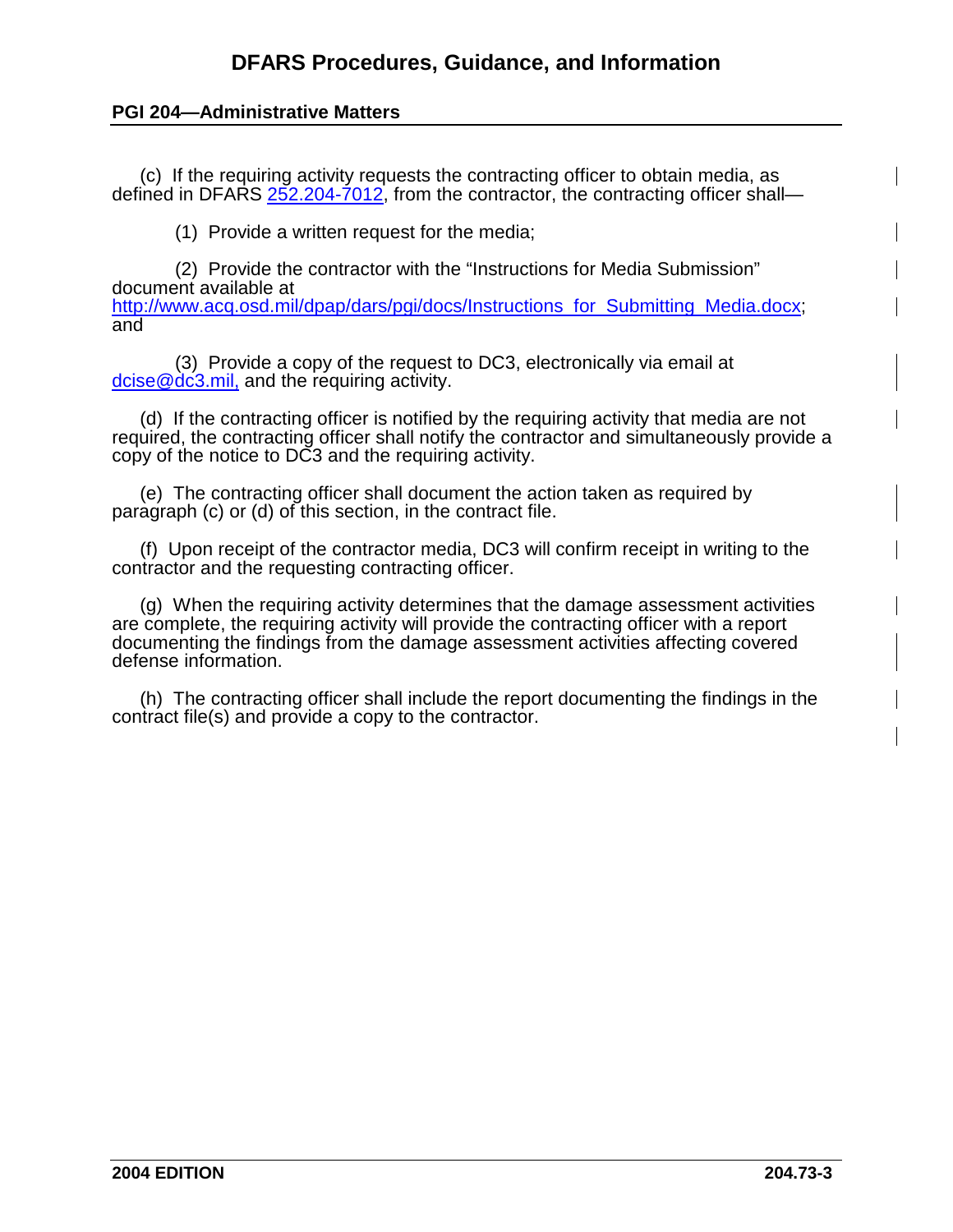(c) If the requiring activity requests the contracting officer to obtain media, as defined in DFARS 252.204-7012, from the contractor, the contracting officer shall—

(1) Provide a written request for the media;

(2) Provide the contractor with the "Instructions for Media Submission" document available at http://www.acq.osd.mil/dpap/dars/pgi/docs/Instructions_for_Submitting_Media.docx; and

(3) Provide a copy of the request to DC3, electronically via email at dcise@dc3.mil, and the requiring activity.

(d) If the contracting officer is notified by the requiring activity that media are not required, the contracting officer shall notify the contractor and simultaneously provide a copy of the notice to DC3 and the requiring activity.

(e) The contracting officer shall document the action taken as required by paragraph (c) or (d) of this section, in the contract file.

(f) Upon receipt of the contractor media, DC3 will confirm receipt in writing to the contractor and the requesting contracting officer.

(g) When the requiring activity determines that the damage assessment activities are complete, the requiring activity will provide the contracting officer with a report documenting the findings from the damage assessment activities affecting covered defense information.

(h) The contracting officer shall include the report documenting the findings in the contract file(s) and provide a copy to the contractor.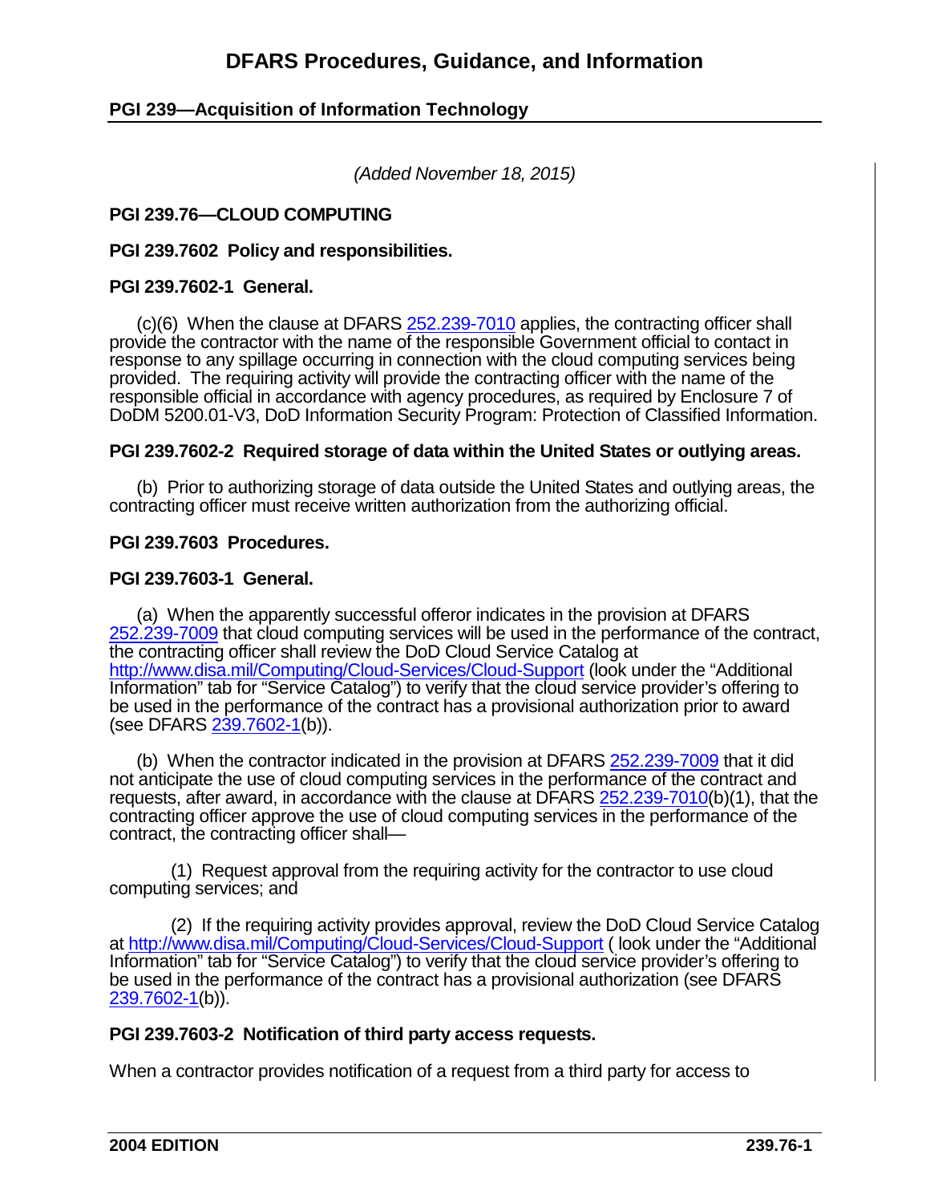# DFARS Procedures, Guidance, and Information

## PGI 239—Acquisition of Information Technology

*(Added November 18, 2015)*

### PGI 239.76—CLOUD COMPUTING

### PGI 239.7602 Policy and responsibilities.

### PGI 239.7602-1 General.

(c)(6) When the clause at DFARS 252.239-7010 applies, the contracting officer shall provide the contractor with the name of the responsible Government official to contact in response to any spillage occurring in connection with the cloud computing services being provided. The requiring activity will provide the contracting officer with the name of the responsible official in accordance with agency procedures, as required by Enclosure 7 of DoDM 5200.01-V3, DoD Information Security Program: Protection of Classified Information.

### PGI 239.7602-2 Required storage of data within the United States or outlying areas.

(b) Prior to authorizing storage of data outside the United States and outlying areas, the contracting officer must receive written authorization from the authorizing official.

### PGI 239.7603 Procedures.

### PGI 239.7603-1 General.

(a) When the apparently successful offeror indicates in the provision at DFARS 252.239-7009 that cloud computing services will be used in the performance of the contract, the contracting officer shall review the DoD Cloud Service Catalog at http://www.disa.mil/Computing/Cloud-Services/Cloud-Support (look under the "Additional Information" tab for "Service Catalog") to verify that the cloud service provider's offering to be used in the performance of the contract has a provisional authorization prior to award (see DFARS 239.7602-1(b)).

(b) When the contractor indicated in the provision at DFARS 252.239-7009 that it did not anticipate the use of cloud computing services in the performance of the contract and requests, after award, in accordance with the clause at DFARS 252.239-7010(b)(1), that the contracting officer approve the use of cloud computing services in the performance of the contract, the contracting officer shall—

(1) Request approval from the requiring activity for the contractor to use cloud computing services; and

(2) If the requiring activity provides approval, review the DoD Cloud Service Catalog at http://www.disa.mil/Computing/Cloud-Services/Cloud-Support ( look under the "Additional Information" tab for "Service Catalog") to verify that the cloud service provider's offering to be used in the performance of the contract has a provisional authorization (see DFARS 239.7602-1(b)).

### PGI 239.7603-2 Notification of third party access requests.

When a contractor provides notification of a request from a third party for access to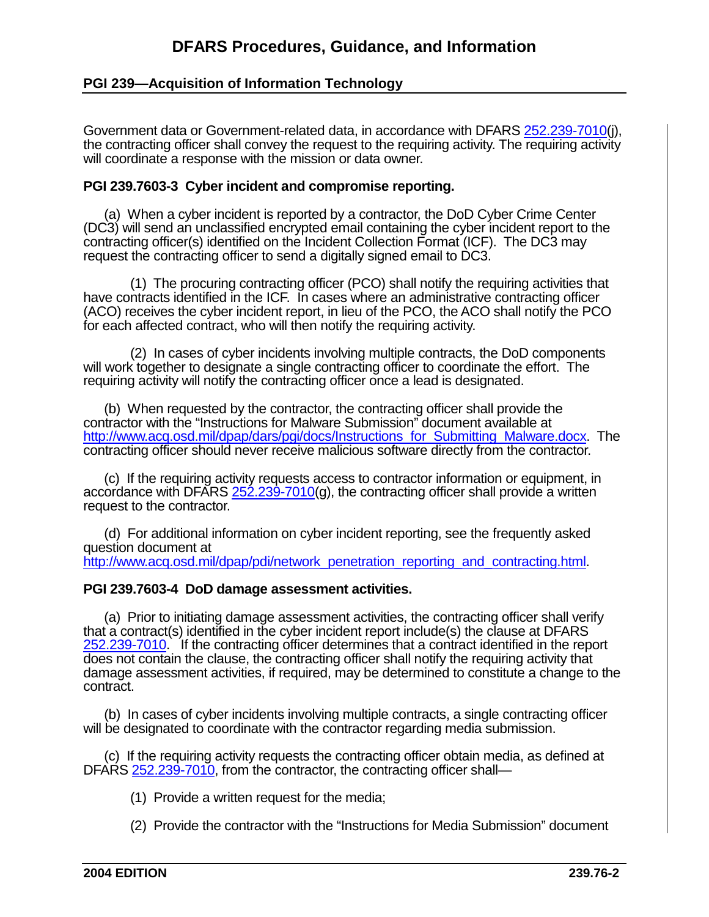Government data or Government-related data, in accordance with DFARS [252.239-7010](j), the contracting officer shall convey the request to the requiring activity. The requiring activity will coordinate a response with the mission or data owner.

**PGI 239.7603-3 Cyber incident and compromise reporting.**

(a) When a cyber incident is reported by a contractor, the DoD Cyber Crime Center (DC3) will send an unclassified encrypted email containing the cyber incident report to the contracting officer(s) identified on the Incident Collection Format (ICF). The DC3 may request the contracting officer to send a digitally signed email to DC3.

(1) The procuring contracting officer (PCO) shall notify the requiring activities that have contracts identified in the ICF. In cases where an administrative contracting officer (ACO) receives the cyber incident report, in lieu of the PCO, the ACO shall notify the PCO for each affected contract, who will then notify the requiring activity.

(2) In cases of cyber incidents involving multiple contracts, the DoD components will work together to designate a single contracting officer to coordinate the effort. The requiring activity will notify the contracting officer once a lead is designated.

(b) When requested by the contractor, the contracting officer shall provide the contractor with the "Instructions for Malware Submission" document available at http://www.acq.osd.mil/dpap/dars/pgi/docs/Instructions_for_Submitting_Malware.docx. The contracting officer should never receive malicious software directly from the contractor.

(c) If the requiring activity requests access to contractor information or equipment, in accordance with DFARS [252.239-7010](g), the contracting officer shall provide a written request to the contractor.

(d) For additional information on cyber incident reporting, see the frequently asked question document at http://www.acq.osd.mil/dpap/pdi/network_penetration_reporting_and_contracting.html.

**PGI 239.7603-4 DoD damage assessment activities.**

(a) Prior to initiating damage assessment activities, the contracting officer shall verify that a contract(s) identified in the cyber incident report include(s) the clause at DFARS [252.239-7010](). If the contracting officer determines that a contract identified in the report does not contain the clause, the contracting officer shall notify the requiring activity that damage assessment activities, if required, may be determined to constitute a change to the contract.

(b) In cases of cyber incidents involving multiple contracts, a single contracting officer will be designated to coordinate with the contractor regarding media submission.

(c) If the requiring activity requests the contracting officer obtain media, as defined at DFARS [252.239-7010](), from the contractor, the contracting officer shall—

(1) Provide a written request for the media;

(2) Provide the contractor with the "Instructions for Media Submission" document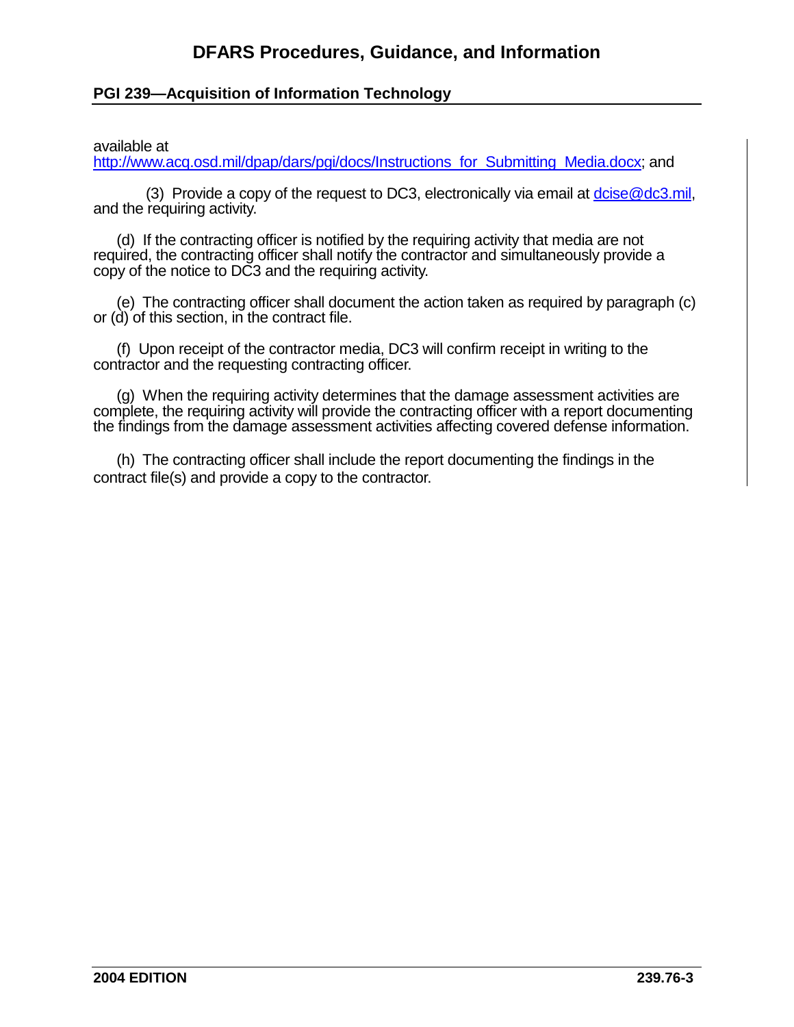available at
http://www.acq.osd.mil/dpap/dars/pgi/docs/Instructions_for_Submitting_Media.docx; and

(3) Provide a copy of the request to DC3, electronically via email at dcise@dc3.mil, and the requiring activity.

(d) If the contracting officer is notified by the requiring activity that media are not required, the contracting officer shall notify the contractor and simultaneously provide a copy of the notice to DC3 and the requiring activity.

(e) The contracting officer shall document the action taken as required by paragraph (c) or (d) of this section, in the contract file.

(f) Upon receipt of the contractor media, DC3 will confirm receipt in writing to the contractor and the requesting contracting officer.

(g) When the requiring activity determines that the damage assessment activities are complete, the requiring activity will provide the contracting officer with a report documenting the findings from the damage assessment activities affecting covered defense information.

(h) The contracting officer shall include the report documenting the findings in the contract file(s) and provide a copy to the contractor.